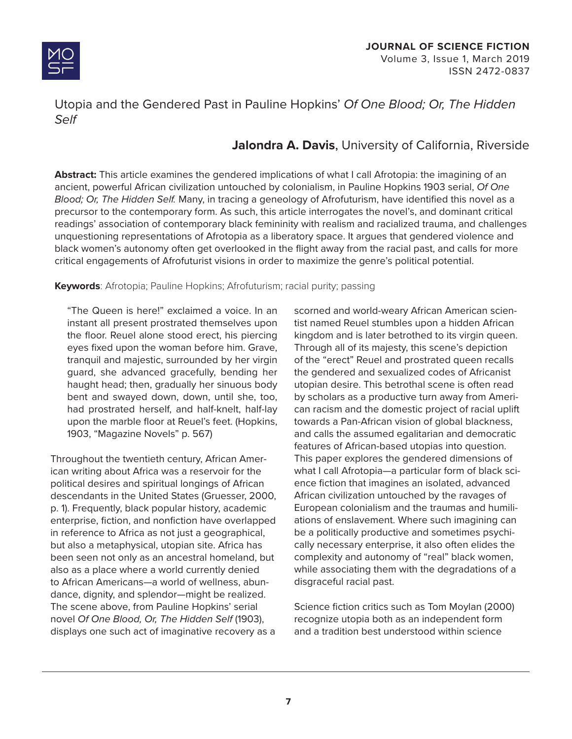# Utopia and the Gendered Past in Pauline Hopkins' *Of One Blood; Or, The Hidden Self*

**Jalondra A. Davis**, University of California, Riverside

**Abstract:** This article examines the gendered implications of what I call Afrotopia: the imagining of an ancient, powerful African civilization untouched by colonialism, in Pauline Hopkins 1903 serial, *Of One Blood; Or, The Hidden Self.* Many, in tracing a geneology of Afrofuturism, have identified this novel as a precursor to the contemporary form. As such, this article interrogates the novel's, and dominant critical readings' association of contemporary black femininity with realism and racialized trauma, and challenges unquestioning representations of Afrotopia as a liberatory space. It argues that gendered violence and black women's autonomy often get overlooked in the flight away from the racial past, and calls for more critical engagements of Afrofuturist visions in order to maximize the genre's political potential.

**Keywords**: Afrotopia; Pauline Hopkins; Afrofuturism; racial purity; passing

> "The Queen is here!" exclaimed a voice. In an instant all present prostrated themselves upon the floor. Reuel alone stood erect, his piercing eyes fixed upon the woman before him. Grave, tranquil and majestic, surrounded by her virgin guard, she advanced gracefully, bending her haught head; then, gradually her sinuous body bent and swayed down, down, until she, too, had prostrated herself, and half-knelt, half-lay upon the marble floor at Reuel's feet. (Hopkins, 1903, "Magazine Novels" p. 567)

Throughout the twentieth century, African American writing about Africa was a reservoir for the political desires and spiritual longings of African descendants in the United States (Gruesser, 2000, p. 1). Frequently, black popular history, academic enterprise, fiction, and nonfiction have overlapped in reference to Africa as not just a geographical, but also a metaphysical, utopian site. Africa has been seen not only as an ancestral homeland, but also as a place where a world currently denied to African Americans—a world of wellness, abundance, dignity, and splendor—might be realized. The scene above, from Pauline Hopkins' serial novel *Of One Blood, Or, The Hidden Self* (1903), displays one such act of imaginative recovery as a scorned and world-weary African American scientist named Reuel stumbles upon a hidden African kingdom and is later betrothed to its virgin queen. Through all of its majesty, this scene's depiction of the "erect" Reuel and prostrated queen recalls the gendered and sexualized codes of Africanist utopian desire. This betrothal scene is often read by scholars as a productive turn away from American racism and the domestic project of racial uplift towards a Pan-African vision of global blackness, and calls the assumed egalitarian and democratic features of African-based utopias into question. This paper explores the gendered dimensions of what I call Afrotopia—a particular form of black science fiction that imagines an isolated, advanced African civilization untouched by the ravages of European colonialism and the traumas and humiliations of enslavement. Where such imagining can be a politically productive and sometimes psychically necessary enterprise, it also often elides the complexity and autonomy of "real" black women, while associating them with the degradations of a disgraceful racial past.

Science fiction critics such as Tom Moylan (2000) recognize utopia both as an independent form and a tradition best understood within science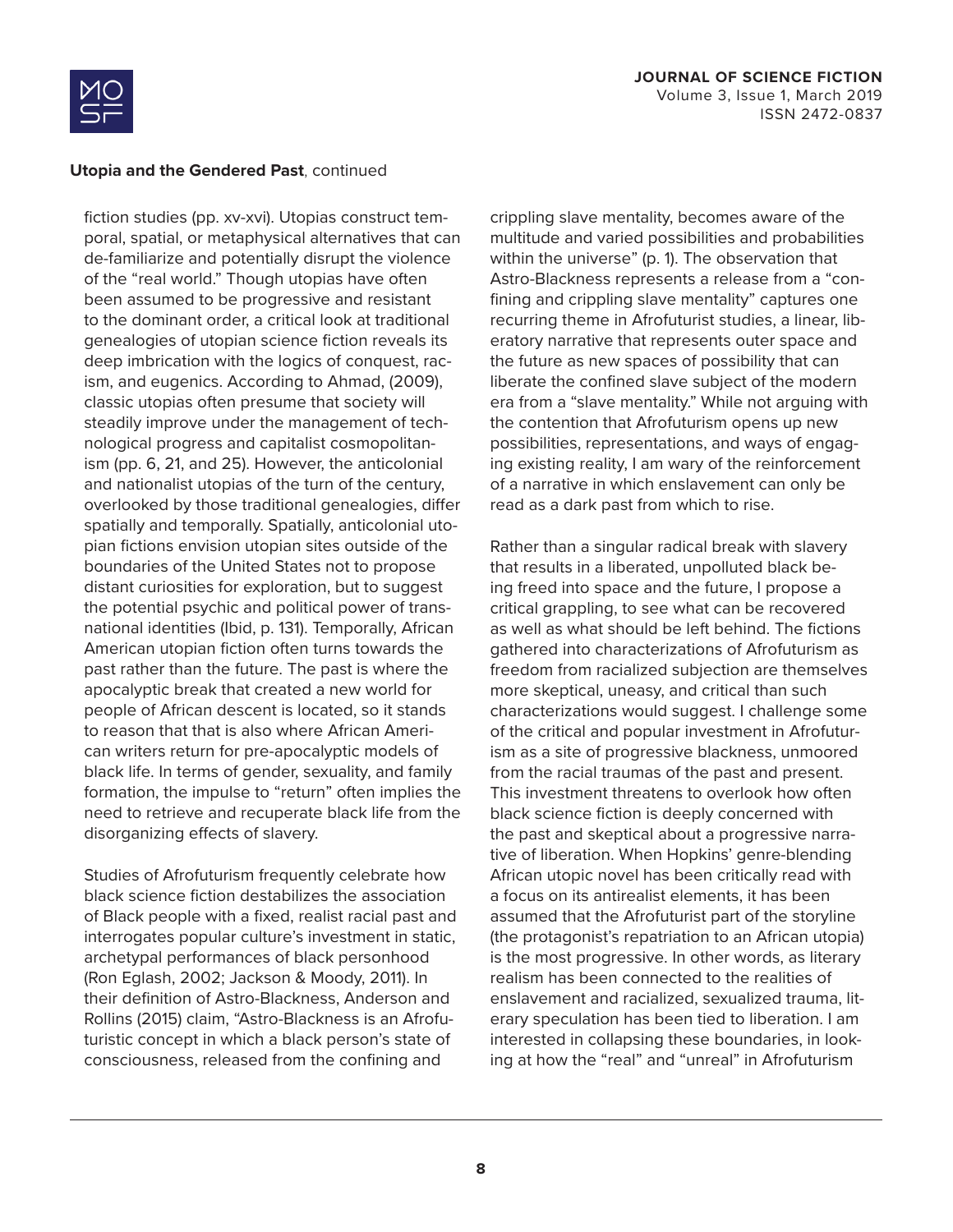fiction studies (pp. xv-xvi). Utopias construct temporal, spatial, or metaphysical alternatives that can de-familiarize and potentially disrupt the violence of the "real world." Though utopias have often been assumed to be progressive and resistant to the dominant order, a critical look at traditional genealogies of utopian science fiction reveals its deep imbrication with the logics of conquest, racism, and eugenics. According to Ahmad, (2009), classic utopias often presume that society will steadily improve under the management of technological progress and capitalist cosmopolitanism (pp. 6, 21, and 25). However, the anticolonial and nationalist utopias of the turn of the century, overlooked by those traditional genealogies, differ spatially and temporally. Spatially, anticolonial utopian fictions envision utopian sites outside of the boundaries of the United States not to propose distant curiosities for exploration, but to suggest the potential psychic and political power of transnational identities (Ibid, p. 131). Temporally, African American utopian fiction often turns towards the past rather than the future. The past is where the apocalyptic break that created a new world for people of African descent is located, so it stands to reason that that is also where African American writers return for pre-apocalyptic models of black life. In terms of gender, sexuality, and family formation, the impulse to "return" often implies the need to retrieve and recuperate black life from the disorganizing effects of slavery.

Studies of Afrofuturism frequently celebrate how black science fiction destabilizes the association of Black people with a fixed, realist racial past and interrogates popular culture's investment in static, archetypal performances of black personhood (Ron Eglash, 2002; Jackson & Moody, 2011). In their definition of Astro-Blackness, Anderson and Rollins (2015) claim, "Astro-Blackness is an Afrofuturistic concept in which a black person's state of consciousness, released from the confining and crippling slave mentality, becomes aware of the multitude and varied possibilities and probabilities within the universe" (p. 1). The observation that Astro-Blackness represents a release from a "confining and crippling slave mentality" captures one recurring theme in Afrofuturist studies, a linear, liberatory narrative that represents outer space and the future as new spaces of possibility that can liberate the confined slave subject of the modern era from a "slave mentality." While not arguing with the contention that Afrofuturism opens up new possibilities, representations, and ways of engaging existing reality, I am wary of the reinforcement of a narrative in which enslavement can only be read as a dark past from which to rise.

Rather than a singular radical break with slavery that results in a liberated, unpolluted black being freed into space and the future, I propose a critical grappling, to see what can be recovered as well as what should be left behind. The fictions gathered into characterizations of Afrofuturism as freedom from racialized subjection are themselves more skeptical, uneasy, and critical than such characterizations would suggest. I challenge some of the critical and popular investment in Afrofuturism as a site of progressive blackness, unmoored from the racial traumas of the past and present. This investment threatens to overlook how often black science fiction is deeply concerned with the past and skeptical about a progressive narrative of liberation. When Hopkins' genre-blending African utopic novel has been critically read with a focus on its antirealist elements, it has been assumed that the Afrofuturist part of the storyline (the protagonist's repatriation to an African utopia) is the most progressive. In other words, as literary realism has been connected to the realities of enslavement and racialized, sexualized trauma, literary speculation has been tied to liberation. I am interested in collapsing these boundaries, in looking at how the "real" and "unreal" in Afrofuturism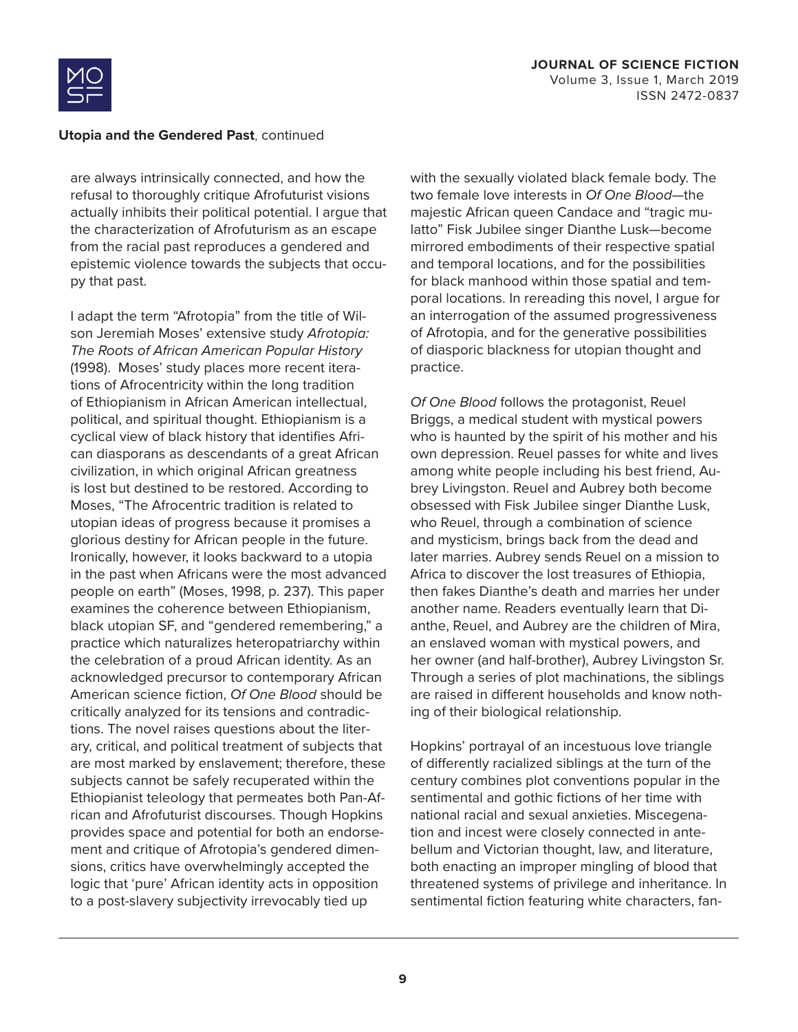are always intrinsically connected, and how the refusal to thoroughly critique Afrofuturist visions actually inhibits their political potential. I argue that the characterization of Afrofuturism as an escape from the racial past reproduces a gendered and epistemic violence towards the subjects that occupy that past.

I adapt the term "Afrotopia" from the title of Wilson Jeremiah Moses' extensive study *Afrotopia: The Roots of African American Popular History* (1998). Moses' study places more recent iterations of Afrocentricity within the long tradition of Ethiopianism in African American intellectual, political, and spiritual thought. Ethiopianism is a cyclical view of black history that identifies African diasporans as descendants of a great African civilization, in which original African greatness is lost but destined to be restored. According to Moses, "The Afrocentric tradition is related to utopian ideas of progress because it promises a glorious destiny for African people in the future. Ironically, however, it looks backward to a utopia in the past when Africans were the most advanced people on earth" (Moses, 1998, p. 237). This paper examines the coherence between Ethiopianism, black utopian SF, and "gendered remembering," a practice which naturalizes heteropatriarchy within the celebration of a proud African identity. As an acknowledged precursor to contemporary African American science fiction, *Of One Blood* should be critically analyzed for its tensions and contradictions. The novel raises questions about the literary, critical, and political treatment of subjects that are most marked by enslavement; therefore, these subjects cannot be safely recuperated within the Ethiopianist teleology that permeates both Pan-African and Afrofuturist discourses. Though Hopkins provides space and potential for both an endorsement and critique of Afrotopia's gendered dimensions, critics have overwhelmingly accepted the logic that 'pure' African identity acts in opposition to a post-slavery subjectivity irrevocably tied up with the sexually violated black female body. The two female love interests in *Of One Blood*—the majestic African queen Candace and "tragic mulatto" Fisk Jubilee singer Dianthe Lusk—become mirrored embodiments of their respective spatial and temporal locations, and for the possibilities for black manhood within those spatial and temporal locations. In rereading this novel, I argue for an interrogation of the assumed progressiveness of Afrotopia, and for the generative possibilities of diasporic blackness for utopian thought and practice.

*Of One Blood* follows the protagonist, Reuel Briggs, a medical student with mystical powers who is haunted by the spirit of his mother and his own depression. Reuel passes for white and lives among white people including his best friend, Aubrey Livingston. Reuel and Aubrey both become obsessed with Fisk Jubilee singer Dianthe Lusk, who Reuel, through a combination of science and mysticism, brings back from the dead and later marries. Aubrey sends Reuel on a mission to Africa to discover the lost treasures of Ethiopia, then fakes Dianthe's death and marries her under another name. Readers eventually learn that Dianthe, Reuel, and Aubrey are the children of Mira, an enslaved woman with mystical powers, and her owner (and half-brother), Aubrey Livingston Sr. Through a series of plot machinations, the siblings are raised in different households and know nothing of their biological relationship.

Hopkins' portrayal of an incestuous love triangle of differently racialized siblings at the turn of the century combines plot conventions popular in the sentimental and gothic fictions of her time with national racial and sexual anxieties. Miscegenation and incest were closely connected in antebellum and Victorian thought, law, and literature, both enacting an improper mingling of blood that threatened systems of privilege and inheritance. In sentimental fiction featuring white characters, fan-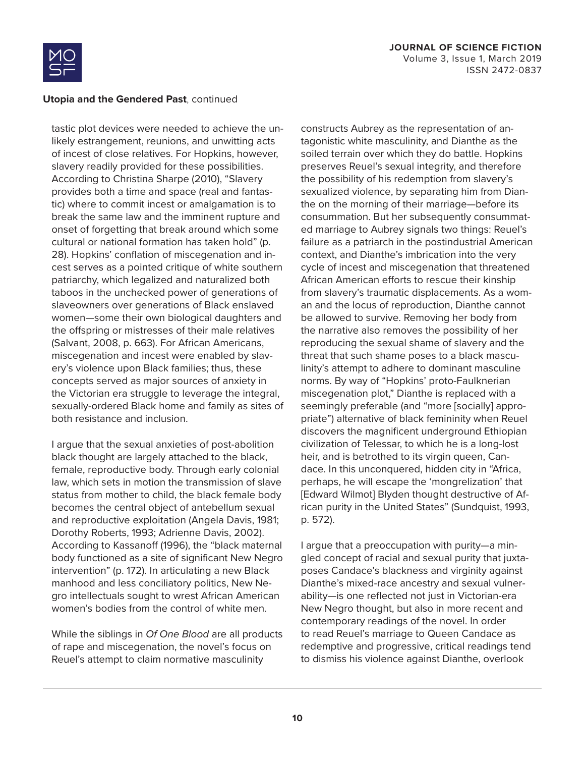tastic plot devices were needed to achieve the unlikely estrangement, reunions, and unwitting acts of incest of close relatives. For Hopkins, however, slavery readily provided for these possibilities. According to Christina Sharpe (2010), "Slavery provides both a time and space (real and fantastic) where to commit incest or amalgamation is to break the same law and the imminent rupture and onset of forgetting that break around which some cultural or national formation has taken hold" (p. 28). Hopkins' conflation of miscegenation and incest serves as a pointed critique of white southern patriarchy, which legalized and naturalized both taboos in the unchecked power of generations of slaveowners over generations of Black enslaved women—some their own biological daughters and the offspring or mistresses of their male relatives (Salvant, 2008, p. 663). For African Americans, miscegenation and incest were enabled by slavery's violence upon Black families; thus, these concepts served as major sources of anxiety in the Victorian era struggle to leverage the integral, sexually-ordered Black home and family as sites of both resistance and inclusion.

I argue that the sexual anxieties of post-abolition black thought are largely attached to the black, female, reproductive body. Through early colonial law, which sets in motion the transmission of slave status from mother to child, the black female body becomes the central object of antebellum sexual and reproductive exploitation (Angela Davis, 1981; Dorothy Roberts, 1993; Adrienne Davis, 2002). According to Kassanoff (1996), the "black maternal body functioned as a site of significant New Negro intervention" (p. 172). In articulating a new Black manhood and less conciliatory politics, New Negro intellectuals sought to wrest African American women's bodies from the control of white men.

While the siblings in *Of One Blood* are all products of rape and miscegenation, the novel's focus on Reuel's attempt to claim normative masculinity constructs Aubrey as the representation of antagonistic white masculinity, and Dianthe as the soiled terrain over which they do battle. Hopkins preserves Reuel's sexual integrity, and therefore the possibility of his redemption from slavery's sexualized violence, by separating him from Dianthe on the morning of their marriage—before its consummation. But her subsequently consummated marriage to Aubrey signals two things: Reuel's failure as a patriarch in the postindustrial American context, and Dianthe's imbrication into the very cycle of incest and miscegenation that threatened African American efforts to rescue their kinship from slavery's traumatic displacements. As a woman and the locus of reproduction, Dianthe cannot be allowed to survive. Removing her body from the narrative also removes the possibility of her reproducing the sexual shame of slavery and the threat that such shame poses to a black masculinity's attempt to adhere to dominant masculine norms. By way of "Hopkins' proto-Faulknerian miscegenation plot," Dianthe is replaced with a seemingly preferable (and "more [socially] appropriate") alternative of black femininity when Reuel discovers the magnificent underground Ethiopian civilization of Telessar, to which he is a long-lost heir, and is betrothed to its virgin queen, Candace. In this unconquered, hidden city in "Africa, perhaps, he will escape the 'mongrelization' that [Edward Wilmot] Blyden thought destructive of African purity in the United States" (Sundquist, 1993, p. 572).

I argue that a preoccupation with purity—a mingled concept of racial and sexual purity that juxtaposes Candace's blackness and virginity against Dianthe's mixed-race ancestry and sexual vulnerability—is one reflected not just in Victorian-era New Negro thought, but also in more recent and contemporary readings of the novel. In order to read Reuel's marriage to Queen Candace as redemptive and progressive, critical readings tend to dismiss his violence against Dianthe, overlook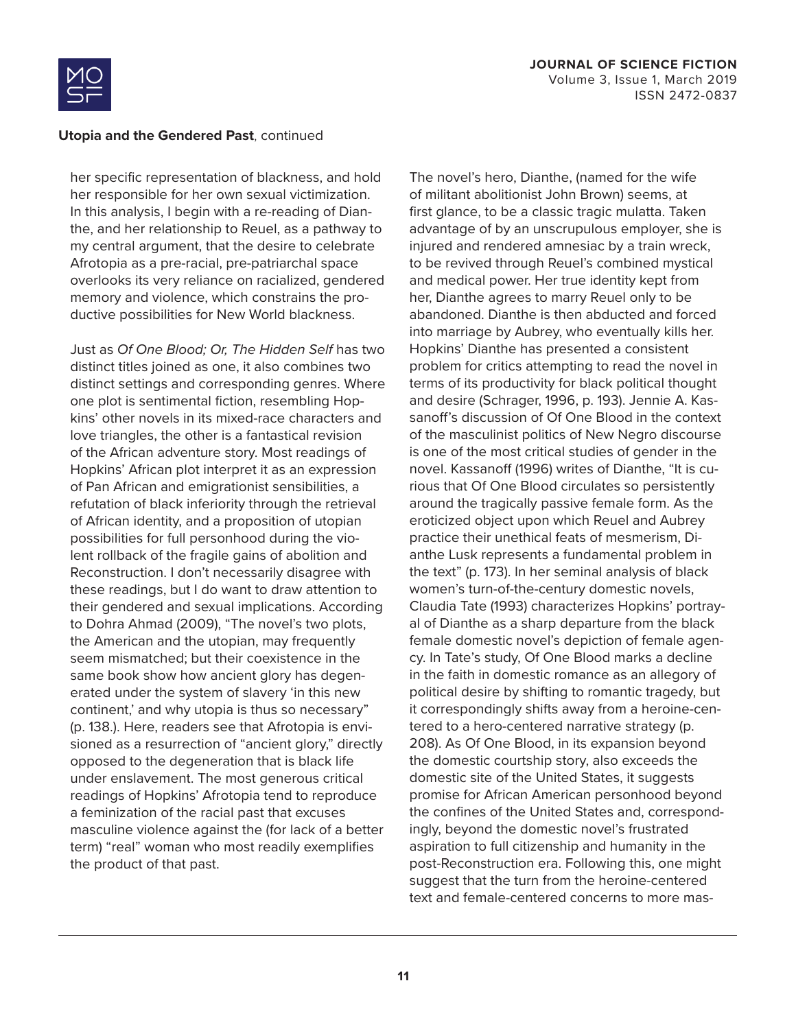her specific representation of blackness, and hold her responsible for her own sexual victimization. In this analysis, I begin with a re-reading of Dianthe, and her relationship to Reuel, as a pathway to my central argument, that the desire to celebrate Afrotopia as a pre-racial, pre-patriarchal space overlooks its very reliance on racialized, gendered memory and violence, which constrains the productive possibilities for New World blackness.

Just as *Of One Blood; Or, The Hidden Self* has two distinct titles joined as one, it also combines two distinct settings and corresponding genres. Where one plot is sentimental fiction, resembling Hopkins' other novels in its mixed-race characters and love triangles, the other is a fantastical revision of the African adventure story. Most readings of Hopkins' African plot interpret it as an expression of Pan African and emigrationist sensibilities, a refutation of black inferiority through the retrieval of African identity, and a proposition of utopian possibilities for full personhood during the violent rollback of the fragile gains of abolition and Reconstruction. I don't necessarily disagree with these readings, but I do want to draw attention to their gendered and sexual implications. According to Dohra Ahmad (2009), "The novel's two plots, the American and the utopian, may frequently seem mismatched; but their coexistence in the same book show how ancient glory has degenerated under the system of slavery 'in this new continent,' and why utopia is thus so necessary" (p. 138.). Here, readers see that Afrotopia is envisioned as a resurrection of "ancient glory," directly opposed to the degeneration that is black life under enslavement. The most generous critical readings of Hopkins' Afrotopia tend to reproduce a feminization of the racial past that excuses masculine violence against the (for lack of a better term) "real" woman who most readily exemplifies the product of that past.

The novel's hero, Dianthe, (named for the wife of militant abolitionist John Brown) seems, at first glance, to be a classic tragic mulatta. Taken advantage of by an unscrupulous employer, she is injured and rendered amnesiac by a train wreck, to be revived through Reuel's combined mystical and medical power. Her true identity kept from her, Dianthe agrees to marry Reuel only to be abandoned. Dianthe is then abducted and forced into marriage by Aubrey, who eventually kills her. Hopkins' Dianthe has presented a consistent problem for critics attempting to read the novel in terms of its productivity for black political thought and desire (Schrager, 1996, p. 193). Jennie A. Kassanoff's discussion of Of One Blood in the context of the masculinist politics of New Negro discourse is one of the most critical studies of gender in the novel. Kassanoff (1996) writes of Dianthe, "It is curious that Of One Blood circulates so persistently around the tragically passive female form. As the eroticized object upon which Reuel and Aubrey practice their unethical feats of mesmerism, Dianthe Lusk represents a fundamental problem in the text" (p. 173). In her seminal analysis of black women's turn-of-the-century domestic novels, Claudia Tate (1993) characterizes Hopkins' portrayal of Dianthe as a sharp departure from the black female domestic novel's depiction of female agency. In Tate's study, Of One Blood marks a decline in the faith in domestic romance as an allegory of political desire by shifting to romantic tragedy, but it correspondingly shifts away from a heroine-centered to a hero-centered narrative strategy (p. 208). As Of One Blood, in its expansion beyond the domestic courtship story, also exceeds the domestic site of the United States, it suggests promise for African American personhood beyond the confines of the United States and, correspondingly, beyond the domestic novel's frustrated aspiration to full citizenship and humanity in the post-Reconstruction era. Following this, one might suggest that the turn from the heroine-centered text and female-centered concerns to more mas-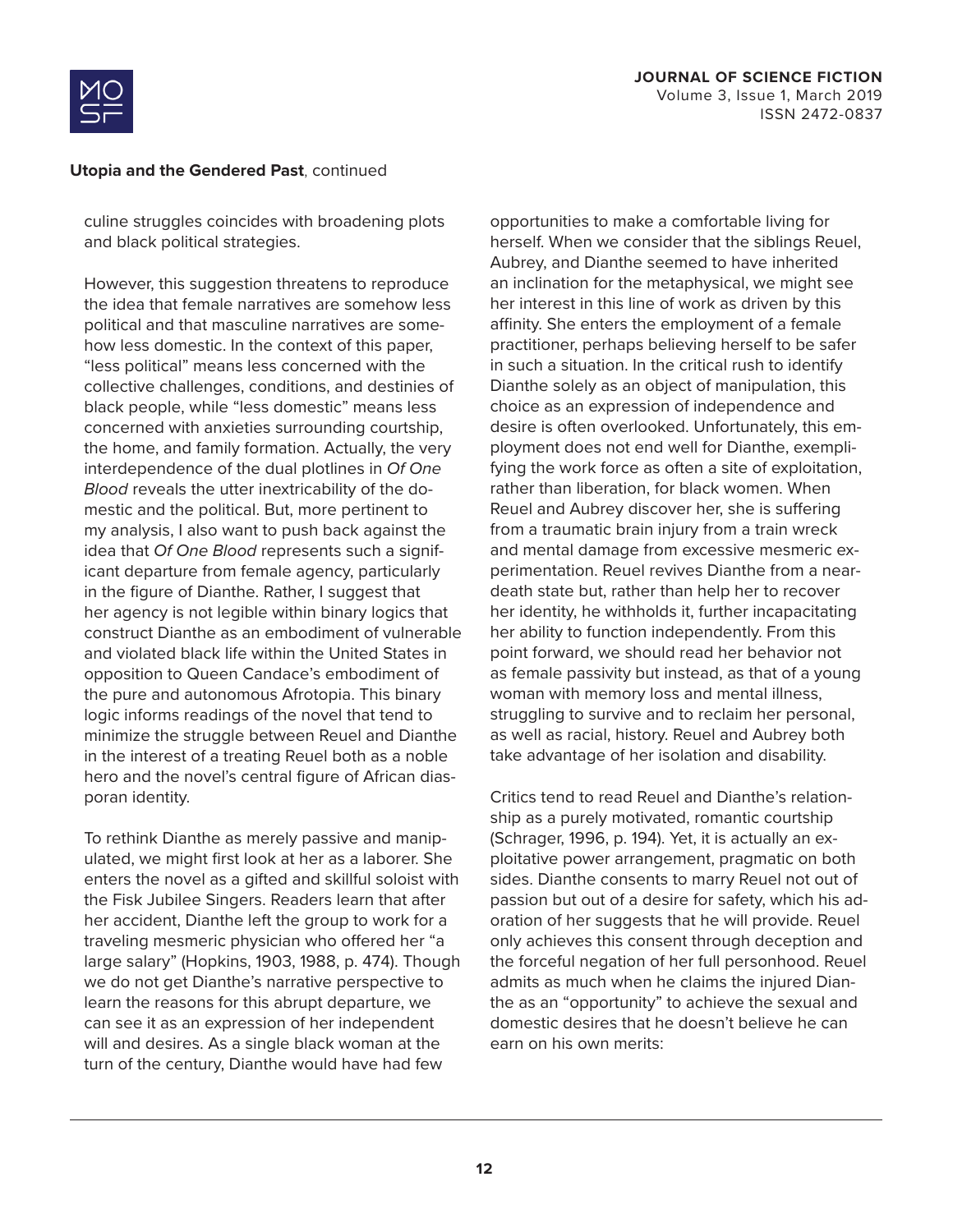culine struggles coincides with broadening plots and black political strategies.

However, this suggestion threatens to reproduce the idea that female narratives are somehow less political and that masculine narratives are somehow less domestic. In the context of this paper, "less political" means less concerned with the collective challenges, conditions, and destinies of black people, while "less domestic" means less concerned with anxieties surrounding courtship, the home, and family formation. Actually, the very interdependence of the dual plotlines in *Of One Blood* reveals the utter inextricability of the domestic and the political. But, more pertinent to my analysis, I also want to push back against the idea that *Of One Blood* represents such a significant departure from female agency, particularly in the figure of Dianthe. Rather, I suggest that her agency is not legible within binary logics that construct Dianthe as an embodiment of vulnerable and violated black life within the United States in opposition to Queen Candace's embodiment of the pure and autonomous Afrotopia. This binary logic informs readings of the novel that tend to minimize the struggle between Reuel and Dianthe in the interest of a treating Reuel both as a noble hero and the novel's central figure of African diasporan identity.

To rethink Dianthe as merely passive and manipulated, we might first look at her as a laborer. She enters the novel as a gifted and skillful soloist with the Fisk Jubilee Singers. Readers learn that after her accident, Dianthe left the group to work for a traveling mesmeric physician who offered her "a large salary" (Hopkins, 1903, 1988, p. 474). Though we do not get Dianthe's narrative perspective to learn the reasons for this abrupt departure, we can see it as an expression of her independent will and desires. As a single black woman at the turn of the century, Dianthe would have had few opportunities to make a comfortable living for herself. When we consider that the siblings Reuel, Aubrey, and Dianthe seemed to have inherited an inclination for the metaphysical, we might see her interest in this line of work as driven by this affinity. She enters the employment of a female practitioner, perhaps believing herself to be safer in such a situation. In the critical rush to identify Dianthe solely as an object of manipulation, this choice as an expression of independence and desire is often overlooked. Unfortunately, this employment does not end well for Dianthe, exemplifying the work force as often a site of exploitation, rather than liberation, for black women. When Reuel and Aubrey discover her, she is suffering from a traumatic brain injury from a train wreck and mental damage from excessive mesmeric experimentation. Reuel revives Dianthe from a near-death state but, rather than help her to recover her identity, he withholds it, further incapacitating her ability to function independently. From this point forward, we should read her behavior not as female passivity but instead, as that of a young woman with memory loss and mental illness, struggling to survive and to reclaim her personal, as well as racial, history. Reuel and Aubrey both take advantage of her isolation and disability.

Critics tend to read Reuel and Dianthe's relationship as a purely motivated, romantic courtship (Schrager, 1996, p. 194). Yet, it is actually an exploitative power arrangement, pragmatic on both sides. Dianthe consents to marry Reuel not out of passion but out of a desire for safety, which his adoration of her suggests that he will provide. Reuel only achieves this consent through deception and the forceful negation of her full personhood. Reuel admits as much when he claims the injured Dianthe as an "opportunity" to achieve the sexual and domestic desires that he doesn't believe he can earn on his own merits: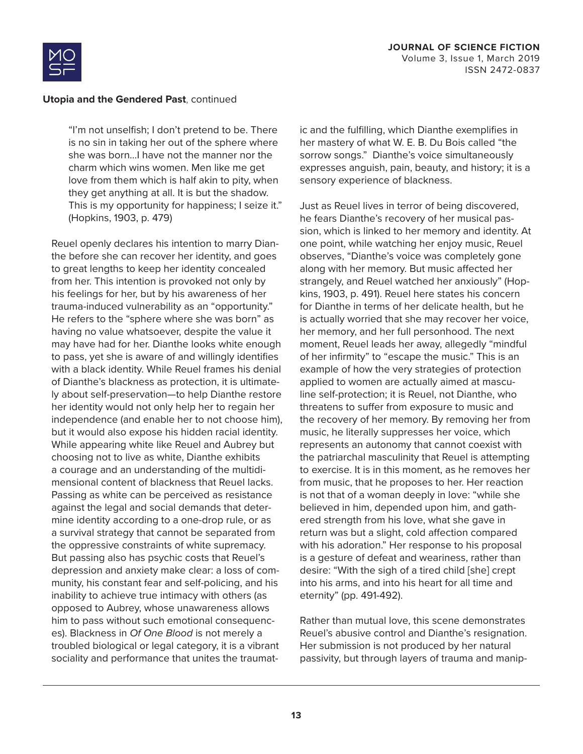"I'm not unselfish; I don't pretend to be. There is no sin in taking her out of the sphere where she was born...I have not the manner nor the charm which wins women. Men like me get love from them which is half akin to pity, when they get anything at all. It is but the shadow. This is my opportunity for happiness; I seize it." (Hopkins, 1903, p. 479)

Reuel openly declares his intention to marry Dianthe before she can recover her identity, and goes to great lengths to keep her identity concealed from her. This intention is provoked not only by his feelings for her, but by his awareness of her trauma-induced vulnerability as an "opportunity." He refers to the "sphere where she was born" as having no value whatsoever, despite the value it may have had for her. Dianthe looks white enough to pass, yet she is aware of and willingly identifies with a black identity. While Reuel frames his denial of Dianthe's blackness as protection, it is ultimately about self-preservation—to help Dianthe restore her identity would not only help her to regain her independence (and enable her to not choose him), but it would also expose his hidden racial identity. While appearing white like Reuel and Aubrey but choosing not to live as white, Dianthe exhibits a courage and an understanding of the multidimensional content of blackness that Reuel lacks. Passing as white can be perceived as resistance against the legal and social demands that determine identity according to a one-drop rule, or as a survival strategy that cannot be separated from the oppressive constraints of white supremacy. But passing also has psychic costs that Reuel's depression and anxiety make clear: a loss of community, his constant fear and self-policing, and his inability to achieve true intimacy with others (as opposed to Aubrey, whose unawareness allows him to pass without such emotional consequences). Blackness in *Of One Blood* is not merely a troubled biological or legal category, it is a vibrant sociality and performance that unites the traumatic and the fulfilling, which Dianthe exemplifies in her mastery of what W. E. B. Du Bois called "the sorrow songs." Dianthe's voice simultaneously expresses anguish, pain, beauty, and history; it is a sensory experience of blackness.

Just as Reuel lives in terror of being discovered, he fears Dianthe's recovery of her musical passion, which is linked to her memory and identity. At one point, while watching her enjoy music, Reuel observes, "Dianthe's voice was completely gone along with her memory. But music affected her strangely, and Reuel watched her anxiously" (Hopkins, 1903, p. 491). Reuel here states his concern for Dianthe in terms of her delicate health, but he is actually worried that she may recover her voice, her memory, and her full personhood. The next moment, Reuel leads her away, allegedly "mindful of her infirmity" to "escape the music." This is an example of how the very strategies of protection applied to women are actually aimed at masculine self-protection; it is Reuel, not Dianthe, who threatens to suffer from exposure to music and the recovery of her memory. By removing her from music, he literally suppresses her voice, which represents an autonomy that cannot coexist with the patriarchal masculinity that Reuel is attempting to exercise. It is in this moment, as he removes her from music, that he proposes to her. Her reaction is not that of a woman deeply in love: "while she believed in him, depended upon him, and gathered strength from his love, what she gave in return was but a slight, cold affection compared with his adoration." Her response to his proposal is a gesture of defeat and weariness, rather than desire: "With the sigh of a tired child [she] crept into his arms, and into his heart for all time and eternity" (pp. 491-492).

Rather than mutual love, this scene demonstrates Reuel's abusive control and Dianthe's resignation. Her submission is not produced by her natural passivity, but through layers of trauma and manip-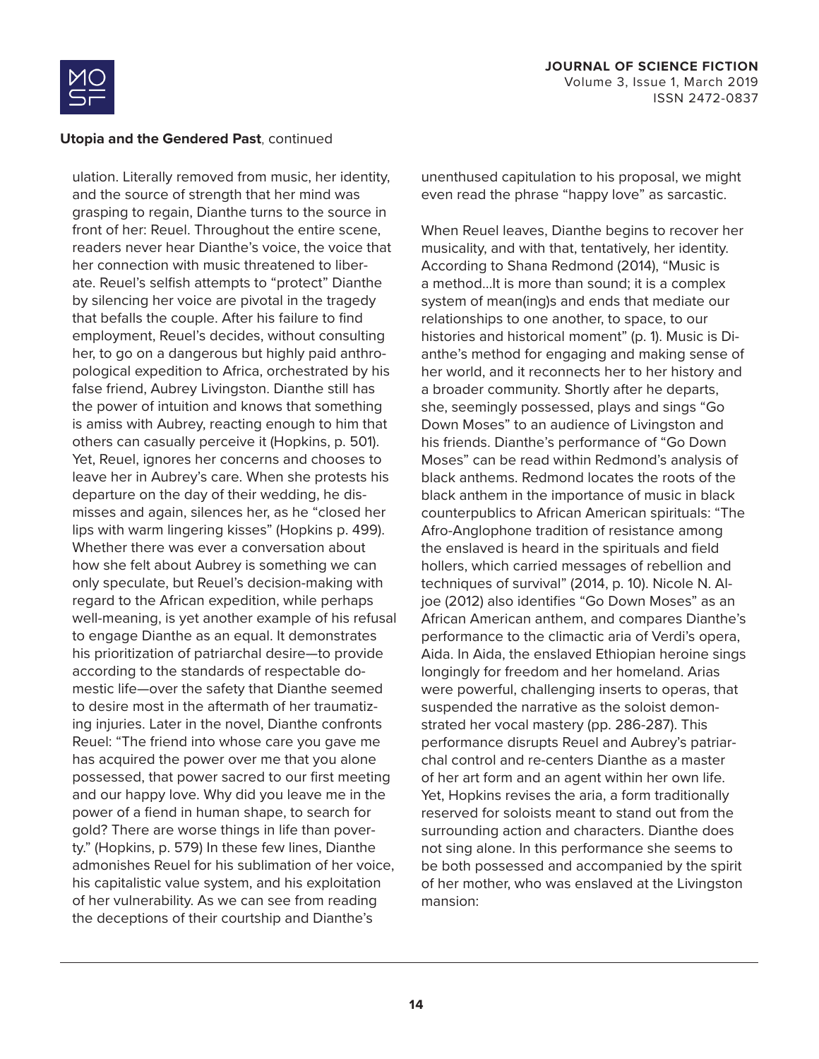ulation. Literally removed from music, her identity, and the source of strength that her mind was grasping to regain, Dianthe turns to the source in front of her: Reuel. Throughout the entire scene, readers never hear Dianthe's voice, the voice that her connection with music threatened to liberate. Reuel's selfish attempts to "protect" Dianthe by silencing her voice are pivotal in the tragedy that befalls the couple. After his failure to find employment, Reuel's decides, without consulting her, to go on a dangerous but highly paid anthropological expedition to Africa, orchestrated by his false friend, Aubrey Livingston. Dianthe still has the power of intuition and knows that something is amiss with Aubrey, reacting enough to him that others can casually perceive it (Hopkins, p. 501). Yet, Reuel, ignores her concerns and chooses to leave her in Aubrey's care. When she protests his departure on the day of their wedding, he dismisses and again, silences her, as he "closed her lips with warm lingering kisses" (Hopkins p. 499). Whether there was ever a conversation about how she felt about Aubrey is something we can only speculate, but Reuel's decision-making with regard to the African expedition, while perhaps well-meaning, is yet another example of his refusal to engage Dianthe as an equal. It demonstrates his prioritization of patriarchal desire—to provide according to the standards of respectable domestic life—over the safety that Dianthe seemed to desire most in the aftermath of her traumatizing injuries. Later in the novel, Dianthe confronts Reuel: "The friend into whose care you gave me has acquired the power over me that you alone possessed, that power sacred to our first meeting and our happy love. Why did you leave me in the power of a fiend in human shape, to search for gold? There are worse things in life than poverty." (Hopkins, p. 579) In these few lines, Dianthe admonishes Reuel for his sublimation of her voice, his capitalistic value system, and his exploitation of her vulnerability. As we can see from reading the deceptions of their courtship and Dianthe's unenthused capitulation to his proposal, we might even read the phrase "happy love" as sarcastic.

When Reuel leaves, Dianthe begins to recover her musicality, and with that, tentatively, her identity. According to Shana Redmond (2014), "Music is a method...It is more than sound; it is a complex system of mean(ing)s and ends that mediate our relationships to one another, to space, to our histories and historical moment" (p. 1). Music is Dianthe's method for engaging and making sense of her world, and it reconnects her to her history and a broader community. Shortly after he departs, she, seemingly possessed, plays and sings "Go Down Moses" to an audience of Livingston and his friends. Dianthe's performance of "Go Down Moses" can be read within Redmond's analysis of black anthems. Redmond locates the roots of the black anthem in the importance of music in black counterpublics to African American spirituals: "The Afro-Anglophone tradition of resistance among the enslaved is heard in the spirituals and field hollers, which carried messages of rebellion and techniques of survival" (2014, p. 10). Nicole N. Aljoe (2012) also identifies "Go Down Moses" as an African American anthem, and compares Dianthe's performance to the climactic aria of Verdi's opera, Aida. In Aida, the enslaved Ethiopian heroine sings longingly for freedom and her homeland. Arias were powerful, challenging inserts to operas, that suspended the narrative as the soloist demonstrated her vocal mastery (pp. 286-287). This performance disrupts Reuel and Aubrey's patriarchal control and re-centers Dianthe as a master of her art form and an agent within her own life. Yet, Hopkins revises the aria, a form traditionally reserved for soloists meant to stand out from the surrounding action and characters. Dianthe does not sing alone. In this performance she seems to be both possessed and accompanied by the spirit of her mother, who was enslaved at the Livingston mansion: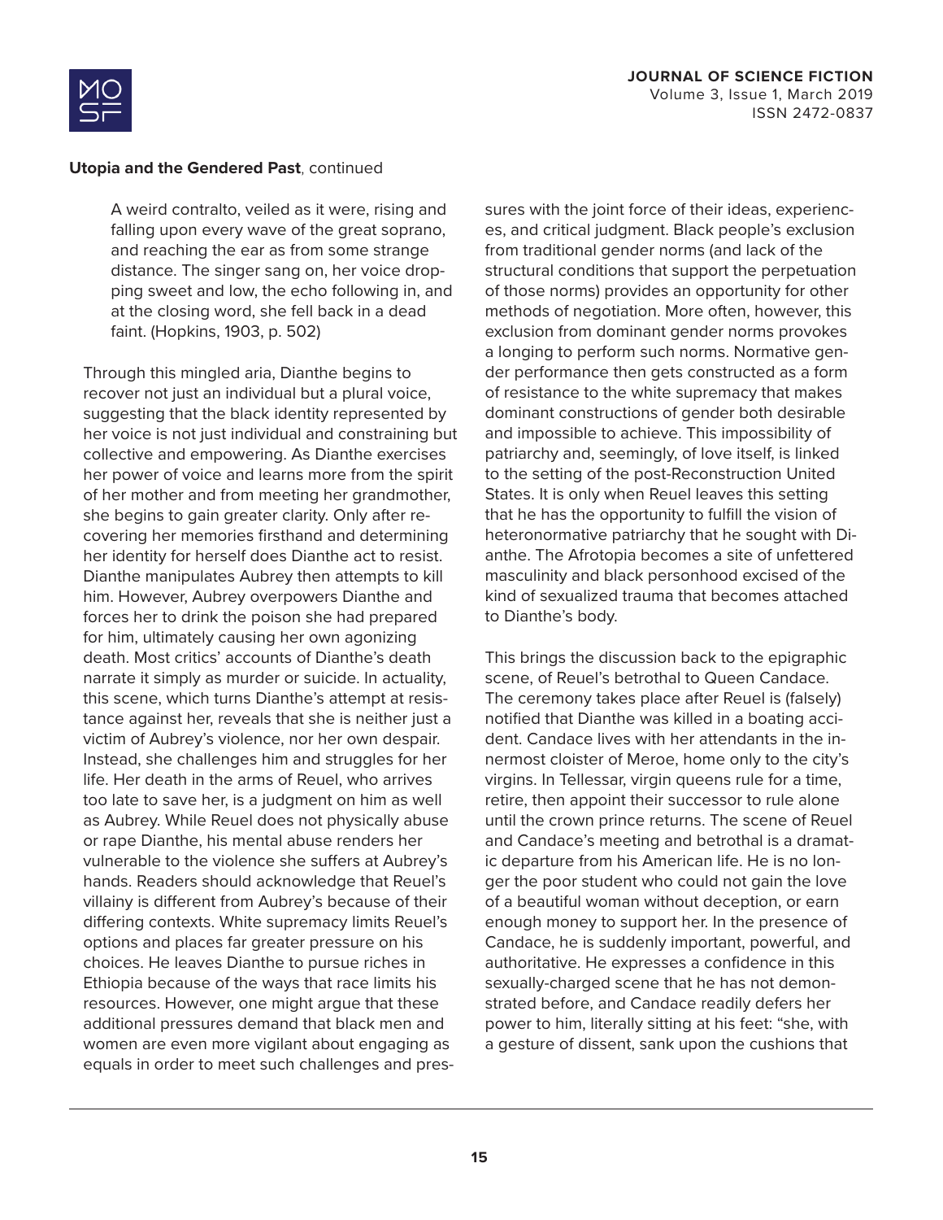**Utopia and the Gendered Past**, continued

> A weird contralto, veiled as it were, rising and falling upon every wave of the great soprano, and reaching the ear as from some strange distance. The singer sang on, her voice dropping sweet and low, the echo following in, and at the closing word, she fell back in a dead faint. (Hopkins, 1903, p. 502)

Through this mingled aria, Dianthe begins to recover not just an individual but a plural voice, suggesting that the black identity represented by her voice is not just individual and constraining but collective and empowering. As Dianthe exercises her power of voice and learns more from the spirit of her mother and from meeting her grandmother, she begins to gain greater clarity. Only after recovering her memories firsthand and determining her identity for herself does Dianthe act to resist. Dianthe manipulates Aubrey then attempts to kill him. However, Aubrey overpowers Dianthe and forces her to drink the poison she had prepared for him, ultimately causing her own agonizing death. Most critics' accounts of Dianthe's death narrate it simply as murder or suicide. In actuality, this scene, which turns Dianthe's attempt at resistance against her, reveals that she is neither just a victim of Aubrey's violence, nor her own despair. Instead, she challenges him and struggles for her life. Her death in the arms of Reuel, who arrives too late to save her, is a judgment on him as well as Aubrey. While Reuel does not physically abuse or rape Dianthe, his mental abuse renders her vulnerable to the violence she suffers at Aubrey's hands. Readers should acknowledge that Reuel's villainy is different from Aubrey's because of their differing contexts. White supremacy limits Reuel's options and places far greater pressure on his choices. He leaves Dianthe to pursue riches in Ethiopia because of the ways that race limits his resources. However, one might argue that these additional pressures demand that black men and women are even more vigilant about engaging as equals in order to meet such challenges and pressures with the joint force of their ideas, experiences, and critical judgment. Black people's exclusion from traditional gender norms (and lack of the structural conditions that support the perpetuation of those norms) provides an opportunity for other methods of negotiation. More often, however, this exclusion from dominant gender norms provokes a longing to perform such norms. Normative gender performance then gets constructed as a form of resistance to the white supremacy that makes dominant constructions of gender both desirable and impossible to achieve. This impossibility of patriarchy and, seemingly, of love itself, is linked to the setting of the post-Reconstruction United States. It is only when Reuel leaves this setting that he has the opportunity to fulfill the vision of heteronormative patriarchy that he sought with Dianthe. The Afrotopia becomes a site of unfettered masculinity and black personhood excised of the kind of sexualized trauma that becomes attached to Dianthe's body.

This brings the discussion back to the epigraphic scene, of Reuel's betrothal to Queen Candace. The ceremony takes place after Reuel is (falsely) notified that Dianthe was killed in a boating accident. Candace lives with her attendants in the innermost cloister of Meroe, home only to the city's virgins. In Tellessar, virgin queens rule for a time, retire, then appoint their successor to rule alone until the crown prince returns. The scene of Reuel and Candace's meeting and betrothal is a dramatic departure from his American life. He is no longer the poor student who could not gain the love of a beautiful woman without deception, or earn enough money to support her. In the presence of Candace, he is suddenly important, powerful, and authoritative. He expresses a confidence in this sexually-charged scene that he has not demonstrated before, and Candace readily defers her power to him, literally sitting at his feet: "she, with a gesture of dissent, sank upon the cushions that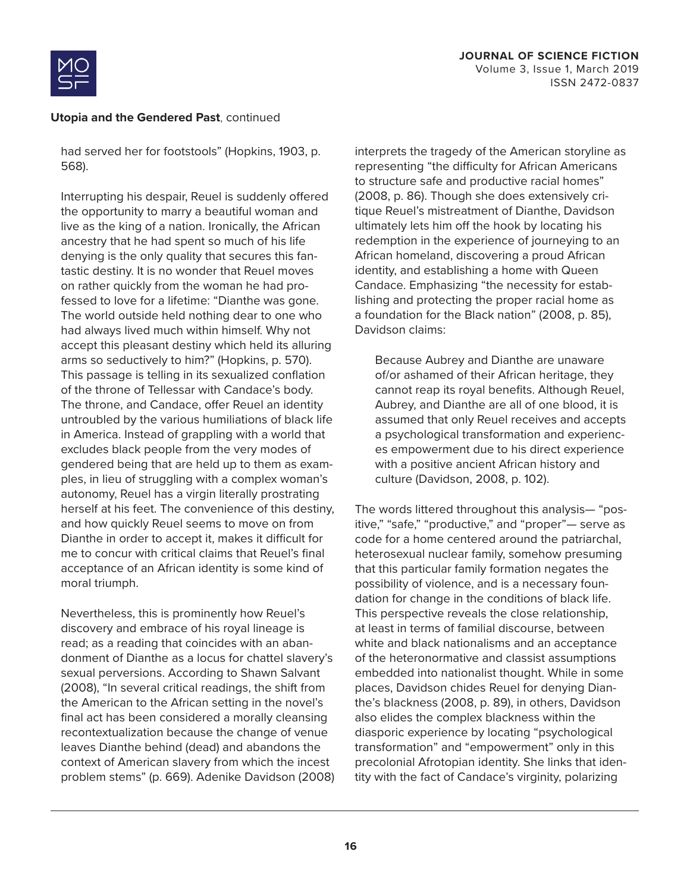had served her for footstools" (Hopkins, 1903, p. 568).

Interrupting his despair, Reuel is suddenly offered the opportunity to marry a beautiful woman and live as the king of a nation. Ironically, the African ancestry that he had spent so much of his life denying is the only quality that secures this fantastic destiny. It is no wonder that Reuel moves on rather quickly from the woman he had professed to love for a lifetime: "Dianthe was gone. The world outside held nothing dear to one who had always lived much within himself. Why not accept this pleasant destiny which held its alluring arms so seductively to him?" (Hopkins, p. 570). This passage is telling in its sexualized conflation of the throne of Tellessar with Candace's body. The throne, and Candace, offer Reuel an identity untroubled by the various humiliations of black life in America. Instead of grappling with a world that excludes black people from the very modes of gendered being that are held up to them as examples, in lieu of struggling with a complex woman's autonomy, Reuel has a virgin literally prostrating herself at his feet. The convenience of this destiny, and how quickly Reuel seems to move on from Dianthe in order to accept it, makes it difficult for me to concur with critical claims that Reuel's final acceptance of an African identity is some kind of moral triumph.

Nevertheless, this is prominently how Reuel's discovery and embrace of his royal lineage is read; as a reading that coincides with an abandonment of Dianthe as a locus for chattel slavery's sexual perversions. According to Shawn Salvant (2008), "In several critical readings, the shift from the American to the African setting in the novel's final act has been considered a morally cleansing recontextualization because the change of venue leaves Dianthe behind (dead) and abandons the context of American slavery from which the incest problem stems" (p. 669). Adenike Davidson (2008) interprets the tragedy of the American storyline as representing "the difficulty for African Americans to structure safe and productive racial homes" (2008, p. 86). Though she does extensively critique Reuel's mistreatment of Dianthe, Davidson ultimately lets him off the hook by locating his redemption in the experience of journeying to an African homeland, discovering a proud African identity, and establishing a home with Queen Candace. Emphasizing "the necessity for establishing and protecting the proper racial home as a foundation for the Black nation" (2008, p. 85), Davidson claims:

> Because Aubrey and Dianthe are unaware of/or ashamed of their African heritage, they cannot reap its royal benefits. Although Reuel, Aubrey, and Dianthe are all of one blood, it is assumed that only Reuel receives and accepts a psychological transformation and experiences empowerment due to his direct experience with a positive ancient African history and culture (Davidson, 2008, p. 102).

The words littered throughout this analysis— "positive," "safe," "productive," and "proper"— serve as code for a home centered around the patriarchal, heterosexual nuclear family, somehow presuming that this particular family formation negates the possibility of violence, and is a necessary foundation for change in the conditions of black life. This perspective reveals the close relationship, at least in terms of familial discourse, between white and black nationalisms and an acceptance of the heteronormative and classist assumptions embedded into nationalist thought. While in some places, Davidson chides Reuel for denying Dianthe's blackness (2008, p. 89), in others, Davidson also elides the complex blackness within the diasporic experience by locating "psychological transformation" and "empowerment" only in this precolonial Afrotopian identity. She links that identity with the fact of Candace's virginity, polarizing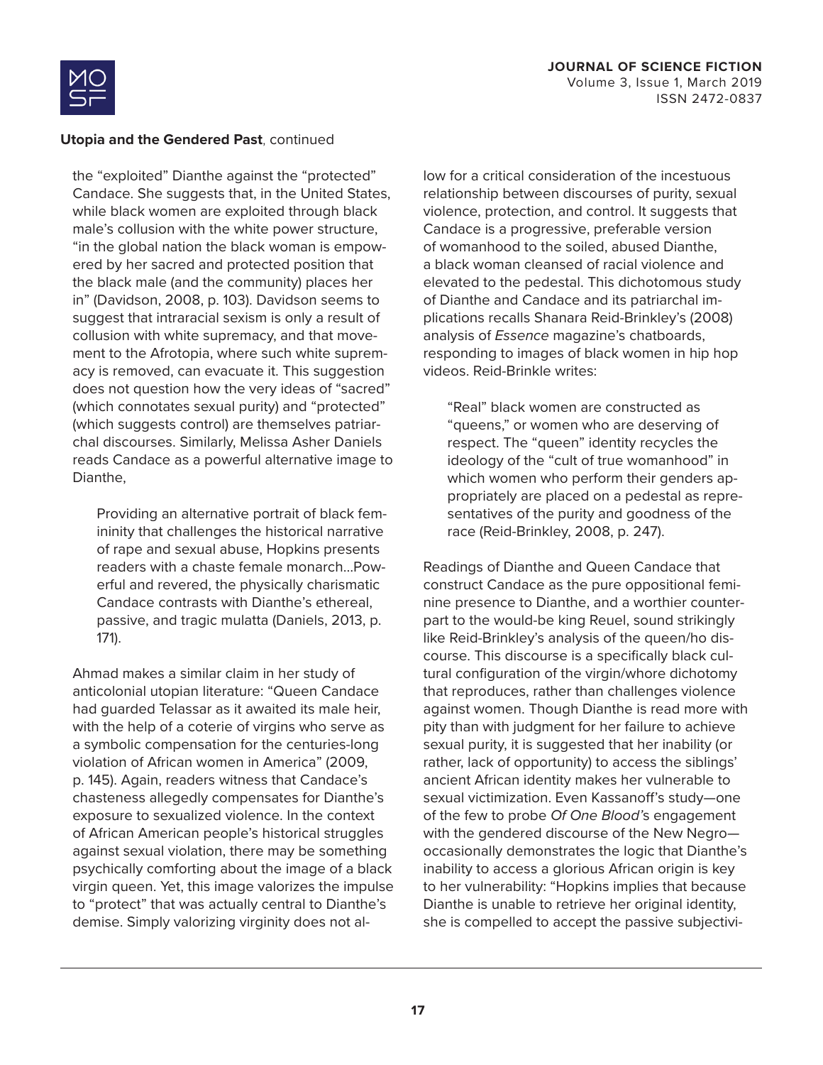the "exploited" Dianthe against the "protected" Candace. She suggests that, in the United States, while black women are exploited through black male's collusion with the white power structure, "in the global nation the black woman is empowered by her sacred and protected position that the black male (and the community) places her in" (Davidson, 2008, p. 103). Davidson seems to suggest that intraracial sexism is only a result of collusion with white supremacy, and that movement to the Afrotopia, where such white supremacy is removed, can evacuate it. This suggestion does not question how the very ideas of "sacred" (which connotes sexual purity) and "protected" (which suggests control) are themselves patriarchal discourses. Similarly, Melissa Asher Daniels reads Candace as a powerful alternative image to Dianthe,

> Providing an alternative portrait of black femininity that challenges the historical narrative of rape and sexual abuse, Hopkins presents readers with a chaste female monarch...Powerful and revered, the physically charismatic Candace contrasts with Dianthe's ethereal, passive, and tragic mulatta (Daniels, 2013, p. 171).

Ahmad makes a similar claim in her study of anticolonial utopian literature: "Queen Candace had guarded Telassar as it awaited its male heir, with the help of a coterie of virgins who serve as a symbolic compensation for the centuries-long violation of African women in America" (2009, p. 145). Again, readers witness that Candace's chasteness allegedly compensates for Dianthe's exposure to sexualized violence. In the context of African American people's historical struggles against sexual violation, there may be something psychically comforting about the image of a black virgin queen. Yet, this image valorizes the impulse to "protect" that was actually central to Dianthe's demise. Simply valorizing virginity does not allow for a critical consideration of the incestuous relationship between discourses of purity, sexual violence, protection, and control. It suggests that Candace is a progressive, preferable version of womanhood to the soiled, abused Dianthe, a black woman cleansed of racial violence and elevated to the pedestal. This dichotomous study of Dianthe and Candace and its patriarchal implications recalls Shanara Reid-Brinkley's (2008) analysis of *Essence* magazine's chatboards, responding to images of black women in hip hop videos. Reid-Brinkle writes:

> "Real" black women are constructed as "queens," or women who are deserving of respect. The "queen" identity recycles the ideology of the "cult of true womanhood" in which women who perform their genders appropriately are placed on a pedestal as representatives of the purity and goodness of the race (Reid-Brinkley, 2008, p. 247).

Readings of Dianthe and Queen Candace that construct Candace as the pure oppositional feminine presence to Dianthe, and a worthier counterpart to the would-be king Reuel, sound strikingly like Reid-Brinkley's analysis of the queen/ho discourse. This discourse is a specifically black cultural configuration of the virgin/whore dichotomy that reproduces, rather than challenges violence against women. Though Dianthe is read more with pity than with judgment for her failure to achieve sexual purity, it is suggested that her inability (or rather, lack of opportunity) to access the siblings' ancient African identity makes her vulnerable to sexual victimization. Even Kassanoff's study—one of the few to probe *Of One Blood*'s engagement with the gendered discourse of the New Negro—occasionally demonstrates the logic that Dianthe's inability to access a glorious African origin is key to her vulnerability: "Hopkins implies that because Dianthe is unable to retrieve her original identity, she is compelled to accept the passive subjectivi-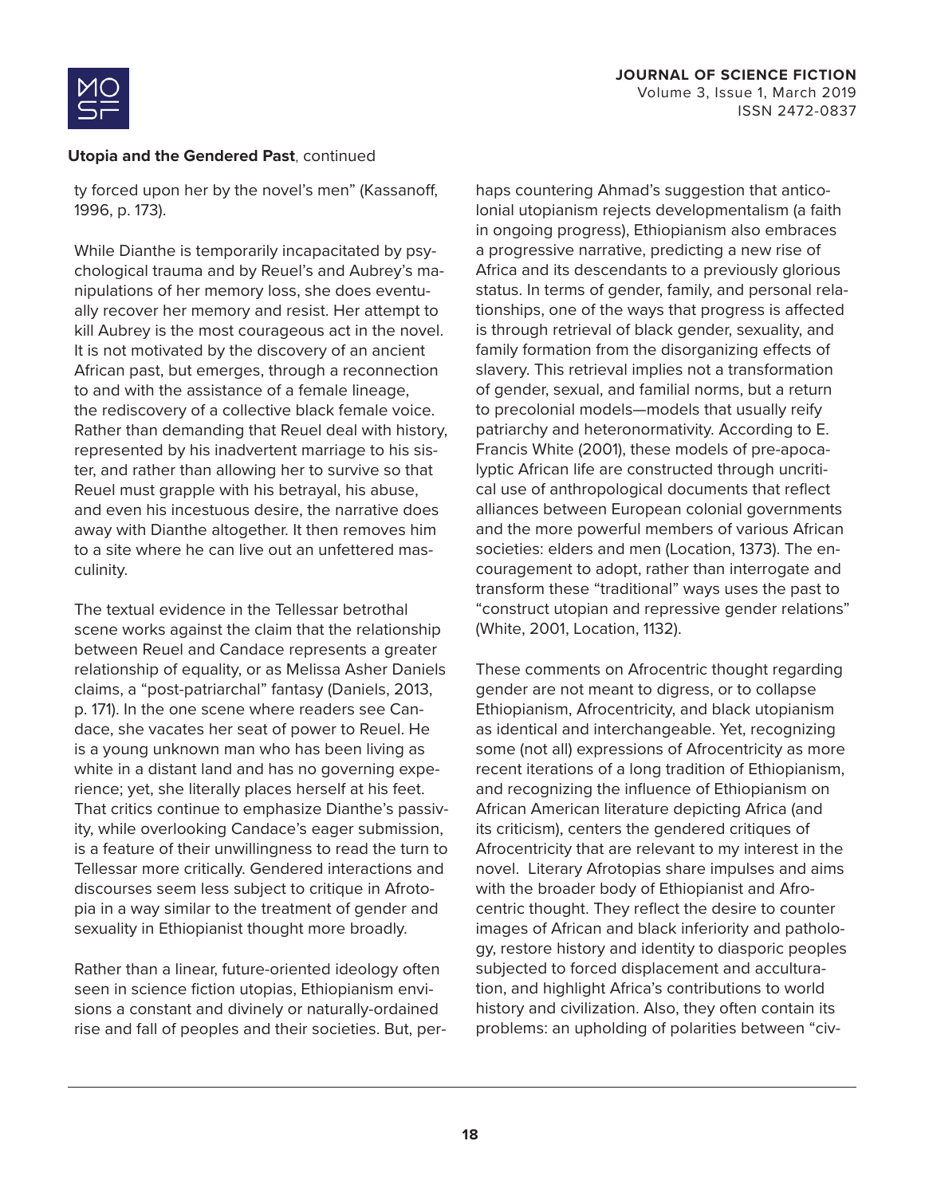ty forced upon her by the novel's men" (Kassanoff, 1996, p. 173).

While Dianthe is temporarily incapacitated by psychological trauma and by Reuel's and Aubrey's manipulations of her memory loss, she does eventually recover her memory and resist. Her attempt to kill Aubrey is the most courageous act in the novel. It is not motivated by the discovery of an ancient African past, but emerges, through a reconnection to and with the assistance of a female lineage, the rediscovery of a collective black female voice. Rather than demanding that Reuel deal with history, represented by his inadvertent marriage to his sister, and rather than allowing her to survive so that Reuel must grapple with his betrayal, his abuse, and even his incestuous desire, the narrative does away with Dianthe altogether. It then removes him to a site where he can live out an unfettered masculinity.

The textual evidence in the Tellessar betrothal scene works against the claim that the relationship between Reuel and Candace represents a greater relationship of equality, or as Melissa Asher Daniels claims, a "post-patriarchal" fantasy (Daniels, 2013, p. 171). In the one scene where readers see Candace, she vacates her seat of power to Reuel. He is a young unknown man who has been living as white in a distant land and has no governing experience; yet, she literally places herself at his feet. That critics continue to emphasize Dianthe's passivity, while overlooking Candace's eager submission, is a feature of their unwillingness to read the turn to Tellessar more critically. Gendered interactions and discourses seem less subject to critique in Afrotopia in a way similar to the treatment of gender and sexuality in Ethiopianist thought more broadly.

Rather than a linear, future-oriented ideology often seen in science fiction utopias, Ethiopianism envisions a constant and divinely or naturally-ordained rise and fall of peoples and their societies. But, perhaps countering Ahmad's suggestion that anticolonial utopianism rejects developmentalism (a faith in ongoing progress), Ethiopianism also embraces a progressive narrative, predicting a new rise of Africa and its descendants to a previously glorious status. In terms of gender, family, and personal relationships, one of the ways that progress is affected is through retrieval of black gender, sexuality, and family formation from the disorganizing effects of slavery. This retrieval implies not a transformation of gender, sexual, and familial norms, but a return to precolonial models—models that usually reify patriarchy and heteronormativity. According to E. Francis White (2001), these models of pre-apocalyptic African life are constructed through uncritical use of anthropological documents that reflect alliances between European colonial governments and the more powerful members of various African societies: elders and men (Location, 1373). The encouragement to adopt, rather than interrogate and transform these "traditional" ways uses the past to "construct utopian and repressive gender relations" (White, 2001, Location, 1132).

These comments on Afrocentric thought regarding gender are not meant to digress, or to collapse Ethiopianism, Afrocentricity, and black utopianism as identical and interchangeable. Yet, recognizing some (not all) expressions of Afrocentricity as more recent iterations of a long tradition of Ethiopianism, and recognizing the influence of Ethiopianism on African American literature depicting Africa (and its criticism), centers the gendered critiques of Afrocentricity that are relevant to my interest in the novel. Literary Afrotopias share impulses and aims with the broader body of Ethiopianist and Afrocentric thought. They reflect the desire to counter images of African and black inferiority and pathology, restore history and identity to diasporic peoples subjected to forced displacement and acculturation, and highlight Africa's contributions to world history and civilization. Also, they often contain its problems: an upholding of polarities between "civ-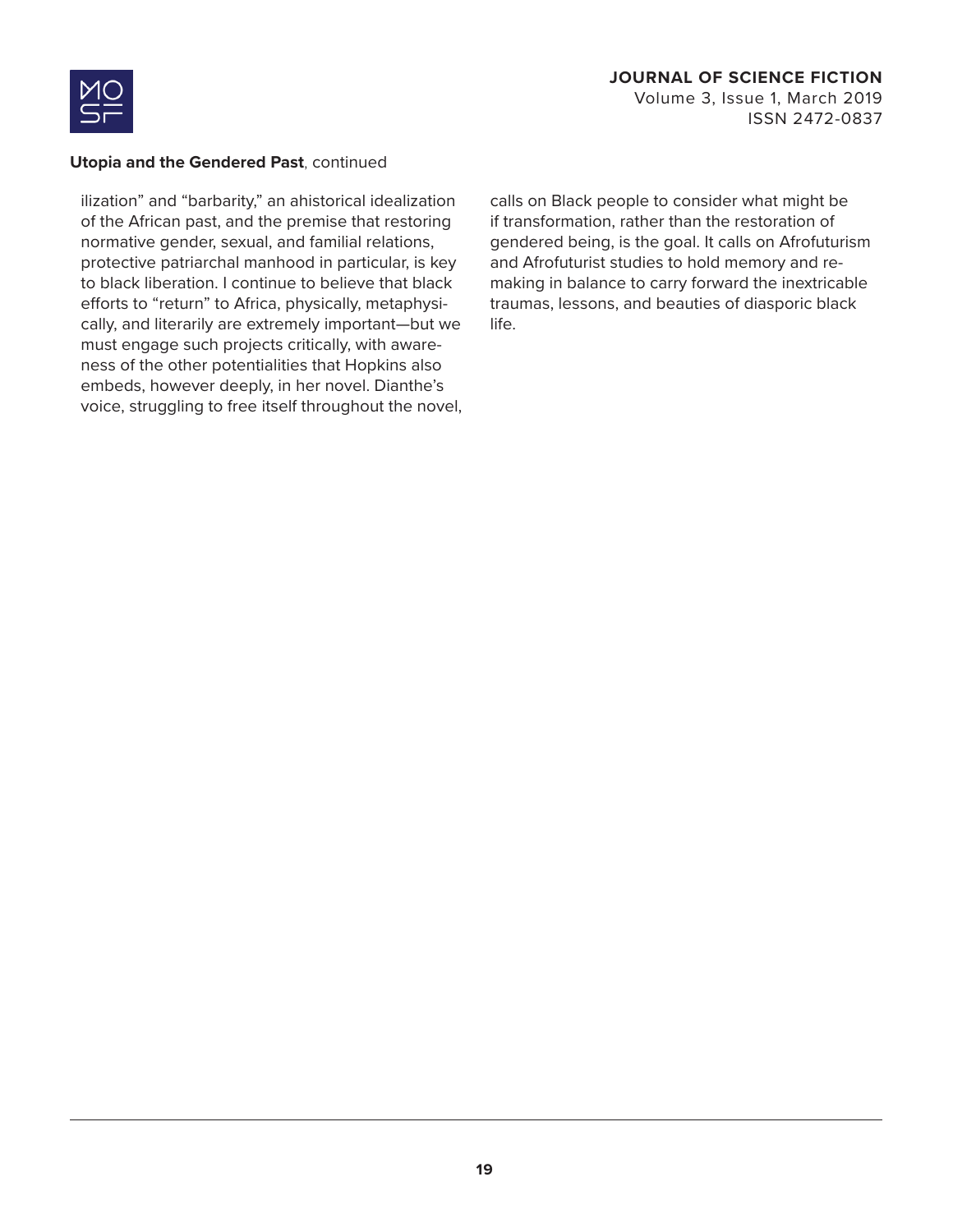ilization" and "barbarity," an ahistorical idealization of the African past, and the premise that restoring normative gender, sexual, and familial relations, protective patriarchal manhood in particular, is key to black liberation. I continue to believe that black efforts to "return" to Africa, physically, metaphysically, and literarily are extremely important—but we must engage such projects critically, with awareness of the other potentialities that Hopkins also embeds, however deeply, in her novel. Dianthe's voice, struggling to free itself throughout the novel, calls on Black people to consider what might be if transformation, rather than the restoration of gendered being, is the goal. It calls on Afrofuturism and Afrofuturist studies to hold memory and remaking in balance to carry forward the inextricable traumas, lessons, and beauties of diasporic black life.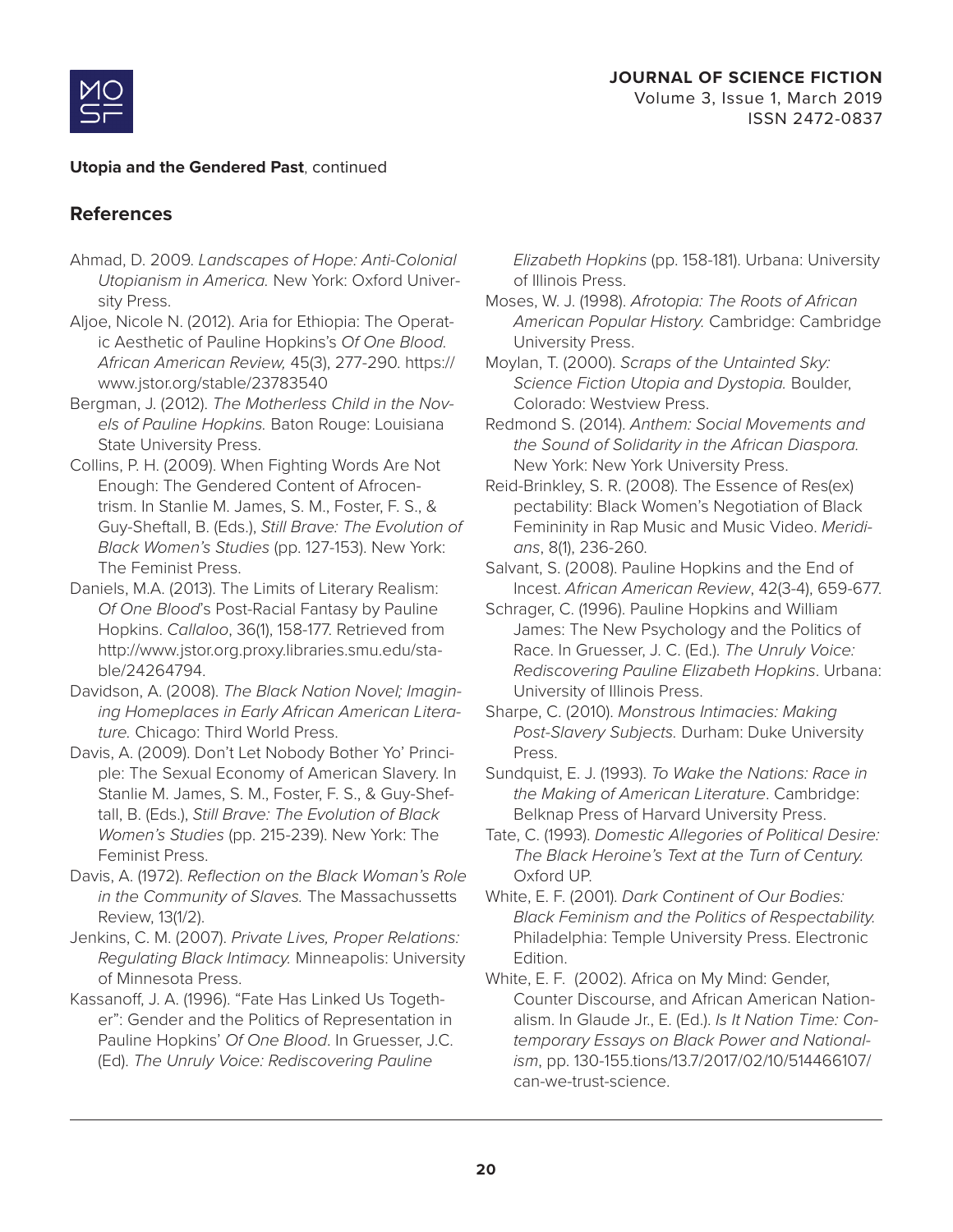**Utopia and the Gendered Past**, continued

## References

Ahmad, D. 2009. *Landscapes of Hope: Anti-Colonial Utopianism in America.* New York: Oxford University Press.

Aljoe, Nicole N. (2012). Aria for Ethiopia: The Operatic Aesthetic of Pauline Hopkins's *Of One Blood. African American Review,* 45(3), 277-290. https://www.jstor.org/stable/23783540

Bergman, J. (2012). *The Motherless Child in the Novels of Pauline Hopkins.* Baton Rouge: Louisiana State University Press.

Collins, P. H. (2009). When Fighting Words Are Not Enough: The Gendered Content of Afrocentrism. In Stanlie M. James, S. M., Foster, F. S., & Guy-Sheftall, B. (Eds.), *Still Brave: The Evolution of Black Women's Studies* (pp. 127-153). New York: The Feminist Press.

Daniels, M.A. (2013). The Limits of Literary Realism: *Of One Blood*'s Post-Racial Fantasy by Pauline Hopkins. *Callaloo*, 36(1), 158-177. Retrieved from http://www.jstor.org.proxy.libraries.smu.edu/stable/24264794.

Davidson, A. (2008). *The Black Nation Novel; Imagining Homeplaces in Early African American Literature.* Chicago: Third World Press.

Davis, A. (2009). Don't Let Nobody Bother Yo' Principle: The Sexual Economy of American Slavery. In Stanlie M. James, S. M., Foster, F. S., & Guy-Sheftall, B. (Eds.), *Still Brave: The Evolution of Black Women's Studies* (pp. 215-239). New York: The Feminist Press.

Davis, A. (1972). *Reflection on the Black Woman's Role in the Community of Slaves.* The Massachussetts Review, 13(1/2).

Jenkins, C. M. (2007). *Private Lives, Proper Relations: Regulating Black Intimacy.* Minneapolis: University of Minnesota Press.

Kassanoff, J. A. (1996). "Fate Has Linked Us Together": Gender and the Politics of Representation in Pauline Hopkins' *Of One Blood*. In Gruesser, J.C. (Ed). *The Unruly Voice: Rediscovering Pauline Elizabeth Hopkins* (pp. 158-181). Urbana: University of Illinois Press.

Moses, W. J. (1998). *Afrotopia: The Roots of African American Popular History.* Cambridge: Cambridge University Press.

Moylan, T. (2000). *Scraps of the Untainted Sky: Science Fiction Utopia and Dystopia.* Boulder, Colorado: Westview Press.

Redmond S. (2014). *Anthem: Social Movements and the Sound of Solidarity in the African Diaspora.* New York: New York University Press.

Reid-Brinkley, S. R. (2008). The Essence of Res(ex)pectability: Black Women's Negotiation of Black Femininity in Rap Music and Music Video. *Meridians*, 8(1), 236-260.

Salvant, S. (2008). Pauline Hopkins and the End of Incest. *African American Review*, 42(3-4), 659-677.

Schrager, C. (1996). Pauline Hopkins and William James: The New Psychology and the Politics of Race. In Gruesser, J. C. (Ed.). *The Unruly Voice: Rediscovering Pauline Elizabeth Hopkins*. Urbana: University of Illinois Press.

Sharpe, C. (2010). *Monstrous Intimacies: Making Post-Slavery Subjects.* Durham: Duke University Press.

Sundquist, E. J. (1993). *To Wake the Nations: Race in the Making of American Literature*. Cambridge: Belknap Press of Harvard University Press.

Tate, C. (1993). *Domestic Allegories of Political Desire: The Black Heroine's Text at the Turn of Century.* Oxford UP.

White, E. F. (2001). *Dark Continent of Our Bodies: Black Feminism and the Politics of Respectability.* Philadelphia: Temple University Press. Electronic Edition.

White, E. F. (2002). Africa on My Mind: Gender, Counter Discourse, and African American Nationalism. In Glaude Jr., E. (Ed.). *Is It Nation Time: Contemporary Essays on Black Power and Nationalism*, pp. 130-155.tions/13.7/2017/02/10/514466107/can-we-trust-science.